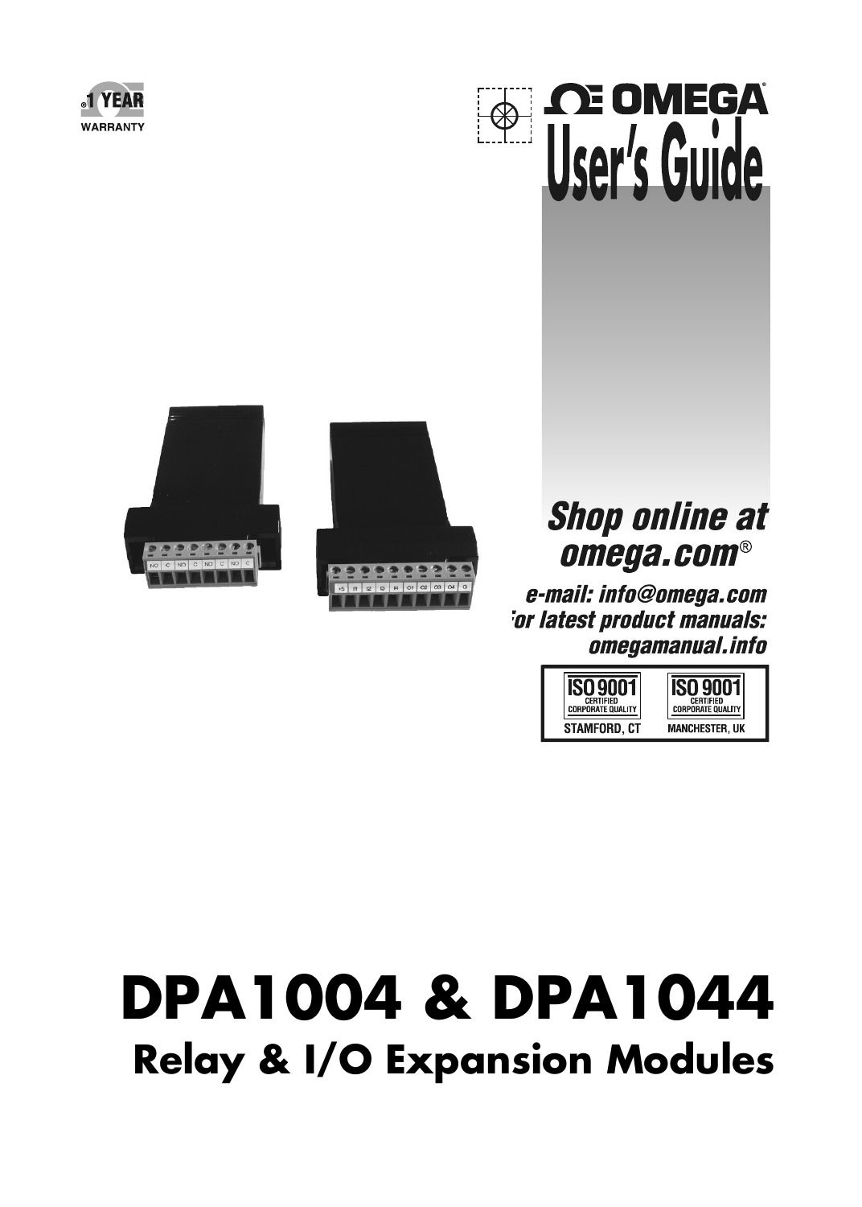1 YEAR
WARRANTY

OMEGA®

# User's Guide

**Shop online at omega.com®**

*e-mail: info@omega.com*
*For latest product manuals: omegamanual.info*

ISO 9001 CERTIFIED CORPORATE QUALITY — STAMFORD, CT
ISO 9001 CERTIFIED CORPORATE QUALITY — MANCHESTER, UK

# DPA1004 & DPA1044

## Relay & I/O Expansion Modules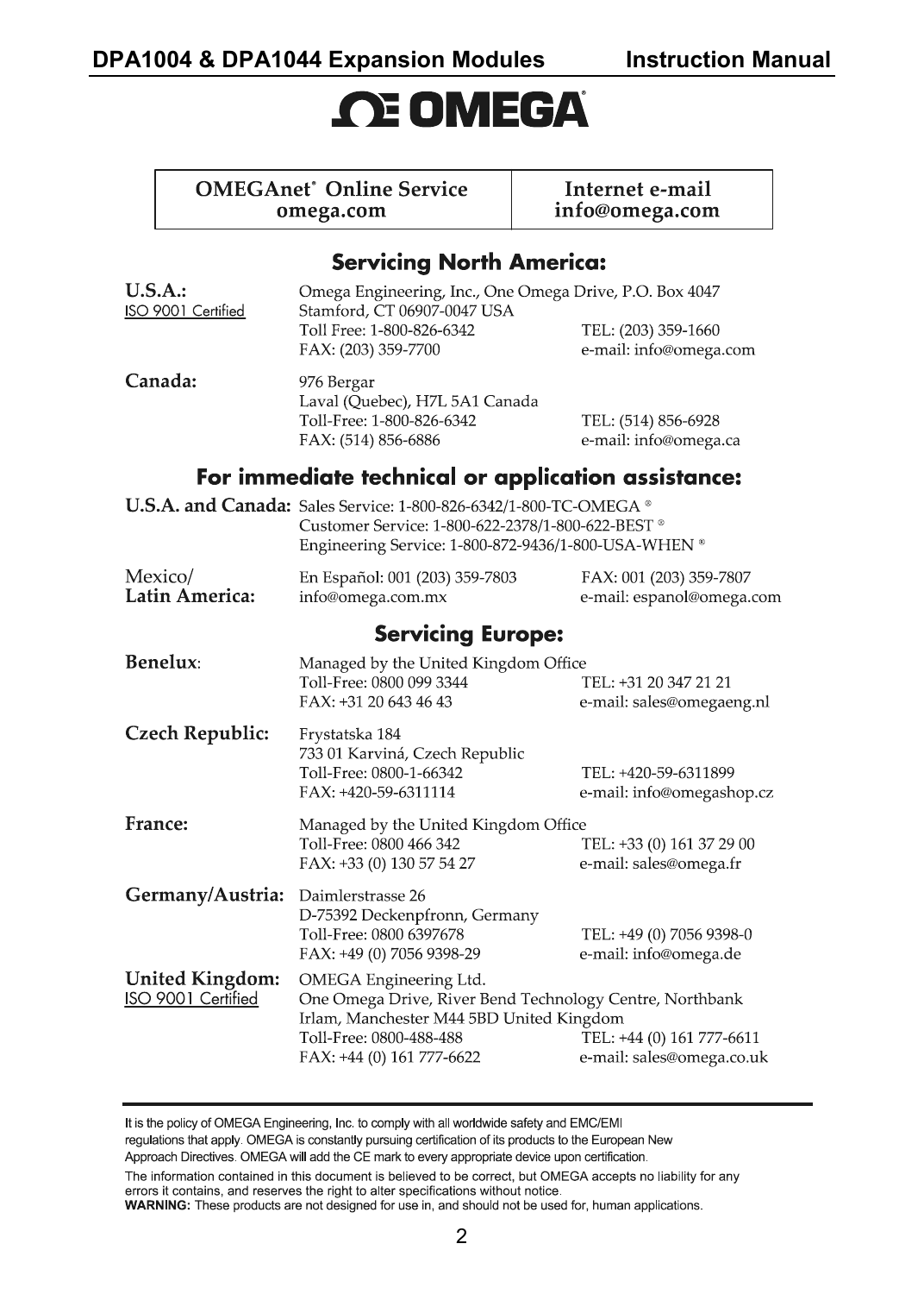# OMEGA

| OMEGAnet® Online Service omega.com | Internet e-mail info@omega.com |
| --- | --- |

## Servicing North America:

**U.S.A.:**
ISO 9001 Certified

Omega Engineering, Inc., One Omega Drive, P.O. Box 4047
Stamford, CT 06907-0047 USA
Toll Free: 1-800-826-6342 TEL: (203) 359-1660
FAX: (203) 359-7700 e-mail: info@omega.com

**Canada:**

976 Bergar
Laval (Quebec), H7L 5A1 Canada
Toll-Free: 1-800-826-6342 TEL: (514) 856-6928
FAX: (514) 856-6886 e-mail: info@omega.ca

## For immediate technical or application assistance:

**U.S.A. and Canada:** Sales Service: 1-800-826-6342/1-800-TC-OMEGA ®
Customer Service: 1-800-622-2378/1-800-622-BEST ®
Engineering Service: 1-800-872-9436/1-800-USA-WHEN ®

**Mexico/ Latin America:**

En Español: 001 (203) 359-7803 FAX: 001 (203) 359-7807
info@omega.com.mx e-mail: espanol@omega.com

## Servicing Europe:

**Benelux:**

Managed by the United Kingdom Office
Toll-Free: 0800 099 3344 TEL: +31 20 347 21 21
FAX: +31 20 643 46 43 e-mail: sales@omegaeng.nl

**Czech Republic:**

Frystatska 184
733 01 Karviná, Czech Republic
Toll-Free: 0800-1-66342 TEL: +420-59-6311899
FAX: +420-59-6311114 e-mail: info@omegashop.cz

**France:**

Managed by the United Kingdom Office
Toll-Free: 0800 466 342 TEL: +33 (0) 161 37 29 00
FAX: +33 (0) 130 57 54 27 e-mail: sales@omega.fr

**Germany/Austria:**

Daimlerstrasse 26
D-75392 Deckenpfronn, Germany
Toll-Free: 0800 6397678 TEL: +49 (0) 7056 9398-0
FAX: +49 (0) 7056 9398-29 e-mail: info@omega.de

**United Kingdom:**
ISO 9001 Certified

OMEGA Engineering Ltd.
One Omega Drive, River Bend Technology Centre, Northbank
Irlam, Manchester M44 5BD United Kingdom
Toll-Free: 0800-488-488 TEL: +44 (0) 161 777-6611
FAX: +44 (0) 161 777-6622 e-mail: sales@omega.co.uk

---

It is the policy of OMEGA Engineering, Inc. to comply with all worldwide safety and EMC/EMI regulations that apply. OMEGA is constantly pursuing certification of its products to the European New Approach Directives. OMEGA will add the CE mark to every appropriate device upon certification.

The information contained in this document is believed to be correct, but OMEGA accepts no liability for any errors it contains, and reserves the right to alter specifications without notice.

**WARNING:** These products are not designed for use in, and should not be used for, human applications.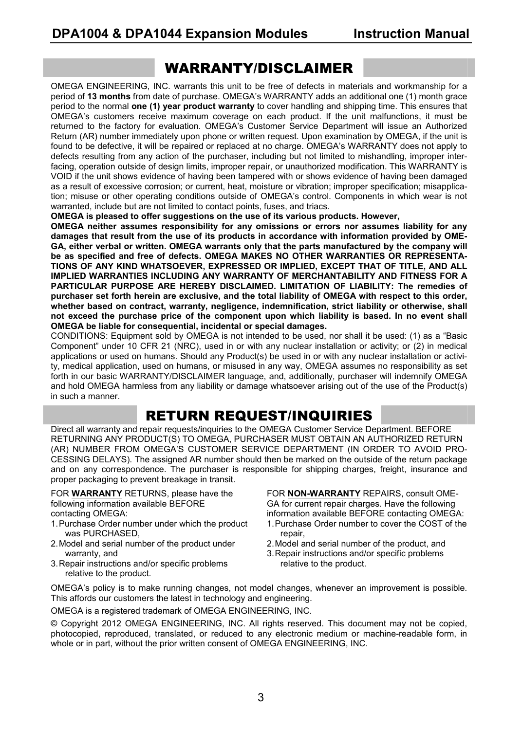## WARRANTY/DISCLAIMER

OMEGA ENGINEERING, INC. warrants this unit to be free of defects in materials and workmanship for a period of **13 months** from date of purchase. OMEGA's WARRANTY adds an additional one (1) month grace period to the normal **one (1) year product warranty** to cover handling and shipping time. This ensures that OMEGA's customers receive maximum coverage on each product. If the unit malfunctions, it must be returned to the factory for evaluation. OMEGA's Customer Service Department will issue an Authorized Return (AR) number immediately upon phone or written request. Upon examination by OMEGA, if the unit is found to be defective, it will be repaired or replaced at no charge. OMEGA's WARRANTY does not apply to defects resulting from any action of the purchaser, including but not limited to mishandling, improper interfacing, operation outside of design limits, improper repair, or unauthorized modification. This WARRANTY is VOID if the unit shows evidence of having been tampered with or shows evidence of having been damaged as a result of excessive corrosion; or current, heat, moisture or vibration; improper specification; misapplication; misuse or other operating conditions outside of OMEGA's control. Components in which wear is not warranted, include but are not limited to contact points, fuses, and triacs.

**OMEGA is pleased to offer suggestions on the use of its various products. However,**
**OMEGA neither assumes responsibility for any omissions or errors nor assumes liability for any damages that result from the use of its products in accordance with information provided by OMEGA, either verbal or written. OMEGA warrants only that the parts manufactured by the company will be as specified and free of defects. OMEGA MAKES NO OTHER WARRANTIES OR REPRESENTATIONS OF ANY KIND WHATSOEVER, EXPRESSED OR IMPLIED, EXCEPT THAT OF TITLE, AND ALL IMPLIED WARRANTIES INCLUDING ANY WARRANTY OF MERCHANTABILITY AND FITNESS FOR A PARTICULAR PURPOSE ARE HEREBY DISCLAIMED. LIMITATION OF LIABILITY: The remedies of purchaser set forth herein are exclusive, and the total liability of OMEGA with respect to this order, whether based on contract, warranty, negligence, indemnification, strict liability or otherwise, shall not exceed the purchase price of the component upon which liability is based. In no event shall OMEGA be liable for consequential, incidental or special damages.**

CONDITIONS: Equipment sold by OMEGA is not intended to be used, nor shall it be used: (1) as a "Basic Component" under 10 CFR 21 (NRC), used in or with any nuclear installation or activity; or (2) in medical applications or used on humans. Should any Product(s) be used in or with any nuclear installation or activity, medical application, used on humans, or misused in any way, OMEGA assumes no responsibility as set forth in our basic WARRANTY/DISCLAIMER language, and, additionally, purchaser will indemnify OMEGA and hold OMEGA harmless from any liability or damage whatsoever arising out of the use of the Product(s) in such a manner.

## RETURN REQUEST/INQUIRIES

Direct all warranty and repair requests/inquiries to the OMEGA Customer Service Department. BEFORE RETURNING ANY PRODUCT(S) TO OMEGA, PURCHASER MUST OBTAIN AN AUTHORIZED RETURN (AR) NUMBER FROM OMEGA'S CUSTOMER SERVICE DEPARTMENT (IN ORDER TO AVOID PROCESSING DELAYS). The assigned AR number should then be marked on the outside of the return package and on any correspondence. The purchaser is responsible for shipping charges, freight, insurance and proper packaging to prevent breakage in transit.

FOR **WARRANTY** RETURNS, please have the following information available BEFORE contacting OMEGA:

1. Purchase Order number under which the product was PURCHASED,
2. Model and serial number of the product under warranty, and
3. Repair instructions and/or specific problems relative to the product.

FOR **NON-WARRANTY** REPAIRS, consult OMEGA for current repair charges. Have the following information available BEFORE contacting OMEGA:

1. Purchase Order number to cover the COST of the repair,
2. Model and serial number of the product, and
3. Repair instructions and/or specific problems relative to the product.

OMEGA's policy is to make running changes, not model changes, whenever an improvement is possible. This affords our customers the latest in technology and engineering.

OMEGA is a registered trademark of OMEGA ENGINEERING, INC.

© Copyright 2012 OMEGA ENGINEERING, INC. All rights reserved. This document may not be copied, photocopied, reproduced, translated, or reduced to any electronic medium or machine-readable form, in whole or in part, without the prior written consent of OMEGA ENGINEERING, INC.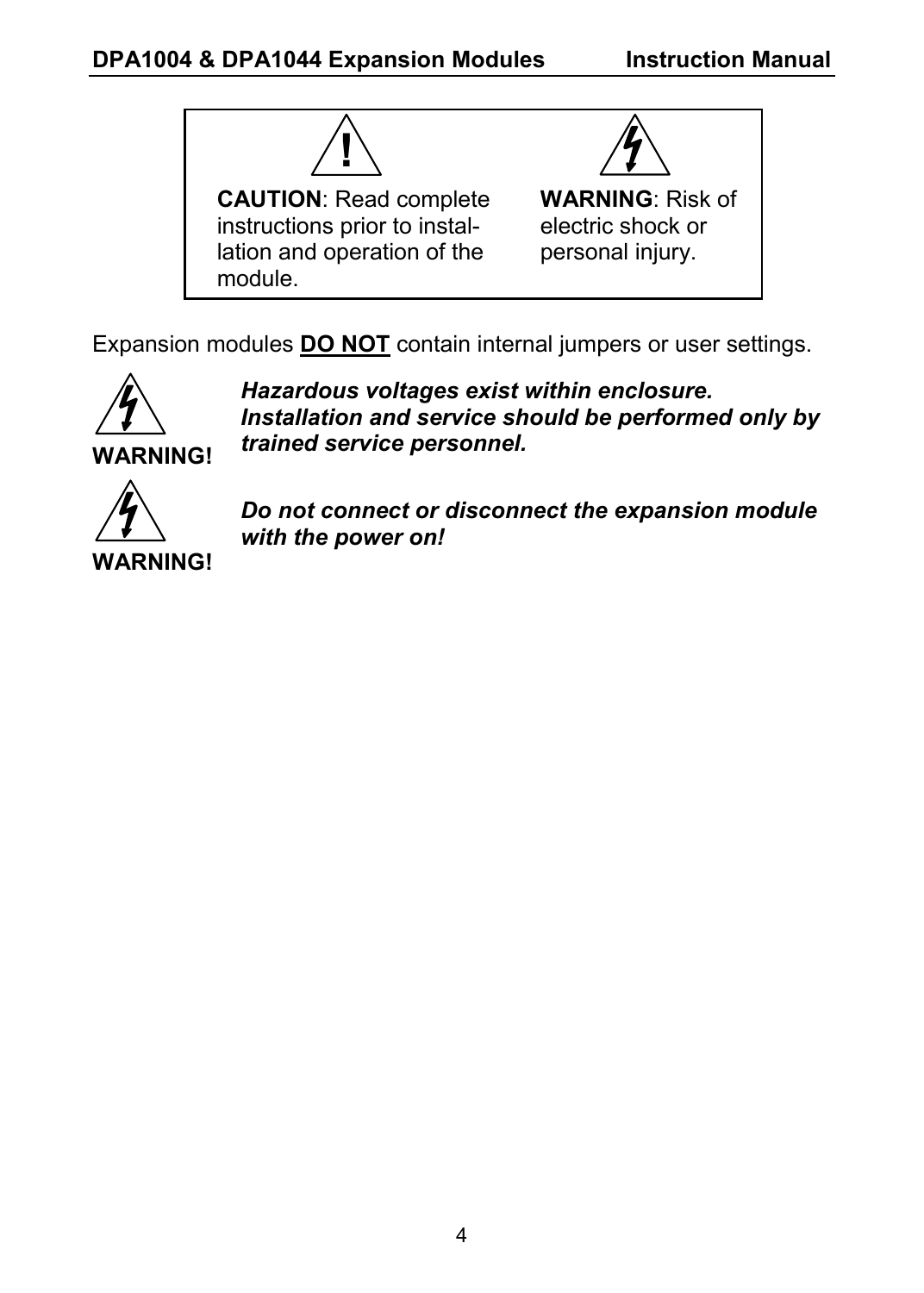| **CAUTION**: Read complete instructions prior to installation and operation of the module. | **WARNING**: Risk of electric shock or personal injury. |
| --- | --- |

Expansion modules **DO NOT** contain internal jumpers or user settings.

**WARNING!** ***Hazardous voltages exist within enclosure. Installation and service should be performed only by trained service personnel.***

**WARNING!** ***Do not connect or disconnect the expansion module with the power on!***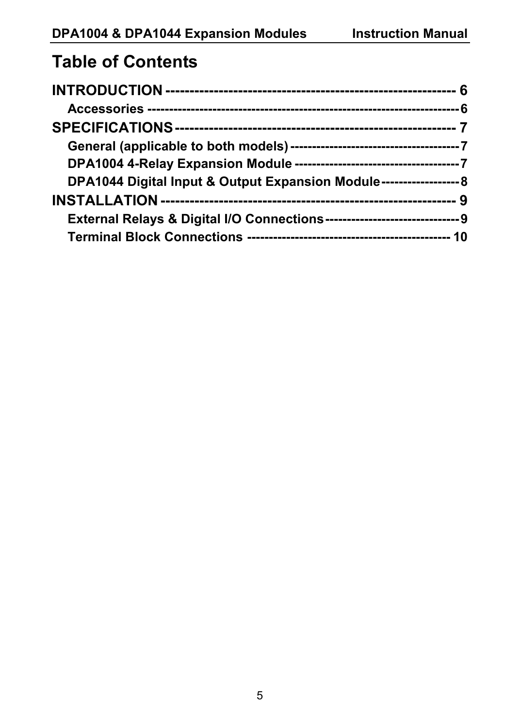# Table of Contents

**INTRODUCTION ----------------------------------------------------------- 6**

- **Accessories ------------------------------------------------------------------- 6**

**SPECIFICATIONS ------------------------------------------------------- 7**

- **General (applicable to both models) ------------------------------------ 7**
- **DPA1004 4-Relay Expansion Module ------------------------------------ 7**
- **DPA1044 Digital Input & Output Expansion Module ----------------- 8**

**INSTALLATION ----------------------------------------------------------- 9**

- **External Relays & Digital I/O Connections ------------------------------ 9**
- **Terminal Block Connections -------------------------------------------- 10**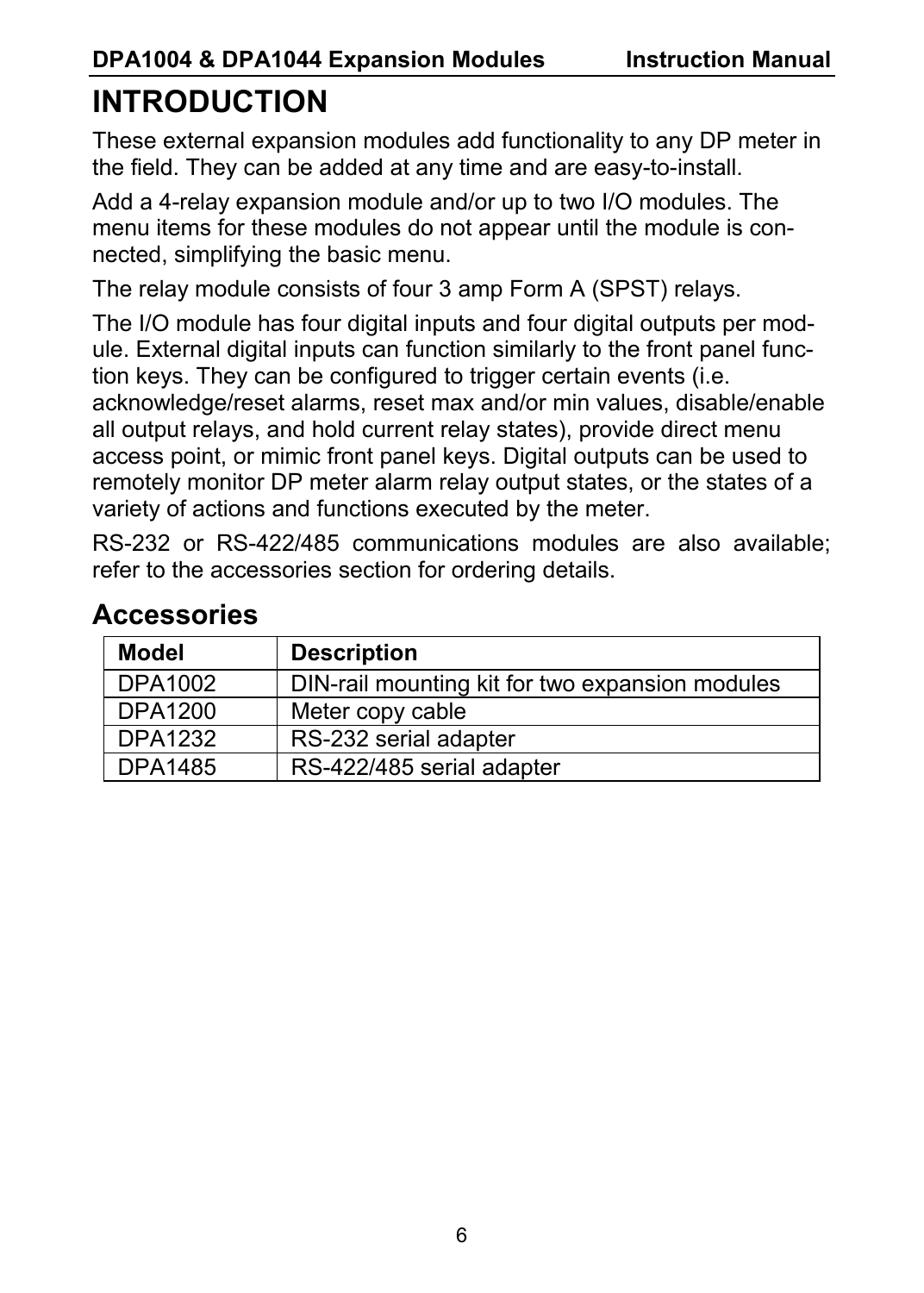# INTRODUCTION

These external expansion modules add functionality to any DP meter in the field. They can be added at any time and are easy-to-install.

Add a 4-relay expansion module and/or up to two I/O modules. The menu items for these modules do not appear until the module is connected, simplifying the basic menu.

The relay module consists of four 3 amp Form A (SPST) relays.

The I/O module has four digital inputs and four digital outputs per module. External digital inputs can function similarly to the front panel function keys. They can be configured to trigger certain events (i.e. acknowledge/reset alarms, reset max and/or min values, disable/enable all output relays, and hold current relay states), provide direct menu access point, or mimic front panel keys. Digital outputs can be used to remotely monitor DP meter alarm relay output states, or the states of a variety of actions and functions executed by the meter.

RS-232 or RS-422/485 communications modules are also available; refer to the accessories section for ordering details.

## Accessories

| Model | Description |
|---|---|
| DPA1002 | DIN-rail mounting kit for two expansion modules |
| DPA1200 | Meter copy cable |
| DPA1232 | RS-232 serial adapter |
| DPA1485 | RS-422/485 serial adapter |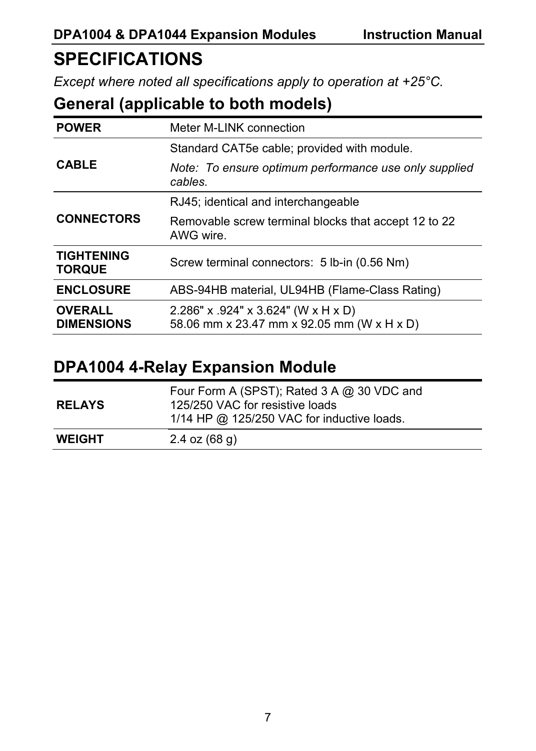# SPECIFICATIONS

*Except where noted all specifications apply to operation at +25°C.*

## General (applicable to both models)

| | |
|---|---|
| **POWER** | Meter M-LINK connection |
| **CABLE** | Standard CAT5e cable; provided with module.<br>*Note: To ensure optimum performance use only supplied cables.* |
| **CONNECTORS** | RJ45; identical and interchangeable<br>Removable screw terminal blocks that accept 12 to 22 AWG wire. |
| **TIGHTENING TORQUE** | Screw terminal connectors: 5 lb-in (0.56 Nm) |
| **ENCLOSURE** | ABS-94HB material, UL94HB (Flame-Class Rating) |
| **OVERALL DIMENSIONS** | 2.286" x .924" x 3.624" (W x H x D)<br>58.06 mm x 23.47 mm x 92.05 mm (W x H x D) |

## DPA1004 4-Relay Expansion Module

| | |
|---|---|
| **RELAYS** | Four Form A (SPST); Rated 3 A @ 30 VDC and 125/250 VAC for resistive loads<br>1/14 HP @ 125/250 VAC for inductive loads. |
| **WEIGHT** | 2.4 oz (68 g) |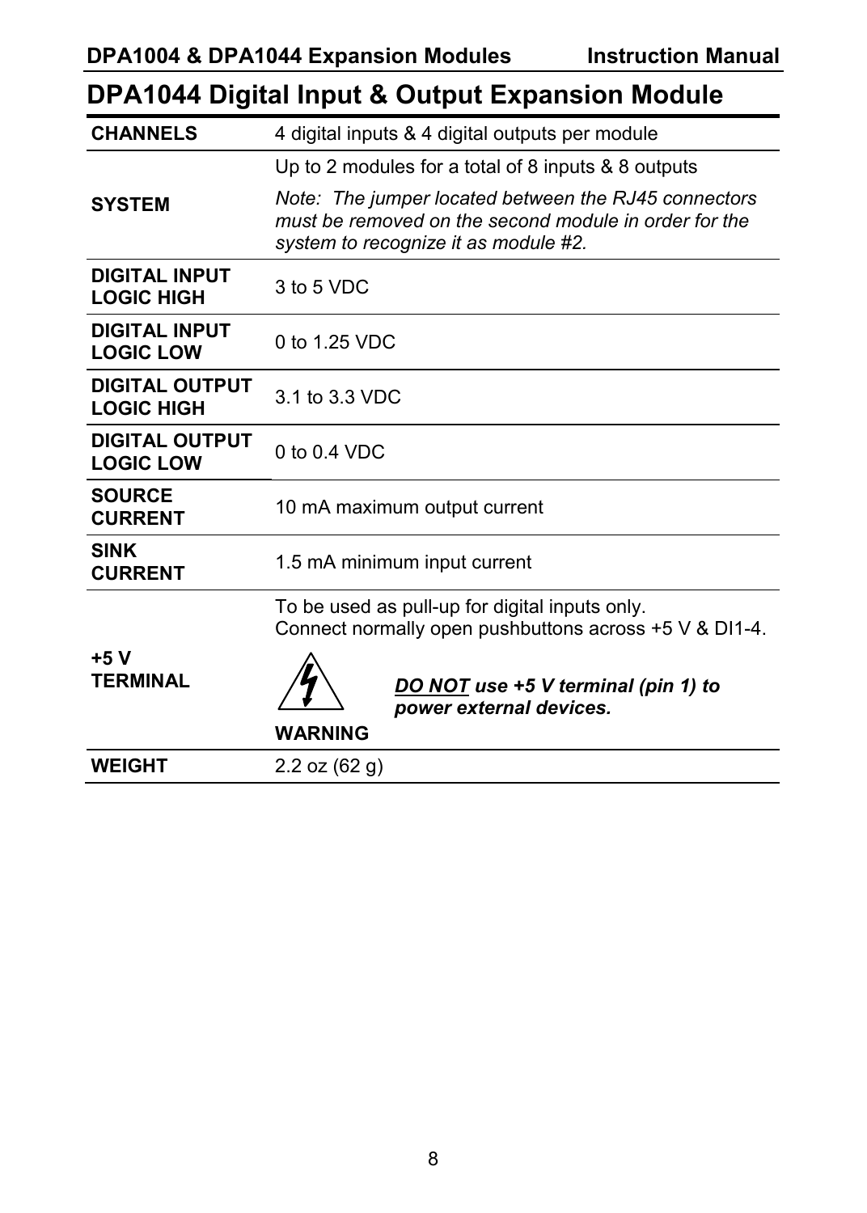# DPA1044 Digital Input & Output Expansion Module

| | |
|---|---|
| **CHANNELS** | 4 digital inputs & 4 digital outputs per module |
| **SYSTEM** | Up to 2 modules for a total of 8 inputs & 8 outputs<br>*Note: The jumper located between the RJ45 connectors must be removed on the second module in order for the system to recognize it as module #2.* |
| **DIGITAL INPUT LOGIC HIGH** | 3 to 5 VDC |
| **DIGITAL INPUT LOGIC LOW** | 0 to 1.25 VDC |
| **DIGITAL OUTPUT LOGIC HIGH** | 3.1 to 3.3 VDC |
| **DIGITAL OUTPUT LOGIC LOW** | 0 to 0.4 VDC |
| **SOURCE CURRENT** | 10 mA maximum output current |
| **SINK CURRENT** | 1.5 mA minimum input current |
| **+5 V TERMINAL** | To be used as pull-up for digital inputs only.<br>Connect normally open pushbuttons across +5 V & DI1-4.<br>**WARNING** ***DO NOT use +5 V terminal (pin 1) to power external devices.*** |
| **WEIGHT** | 2.2 oz (62 g) |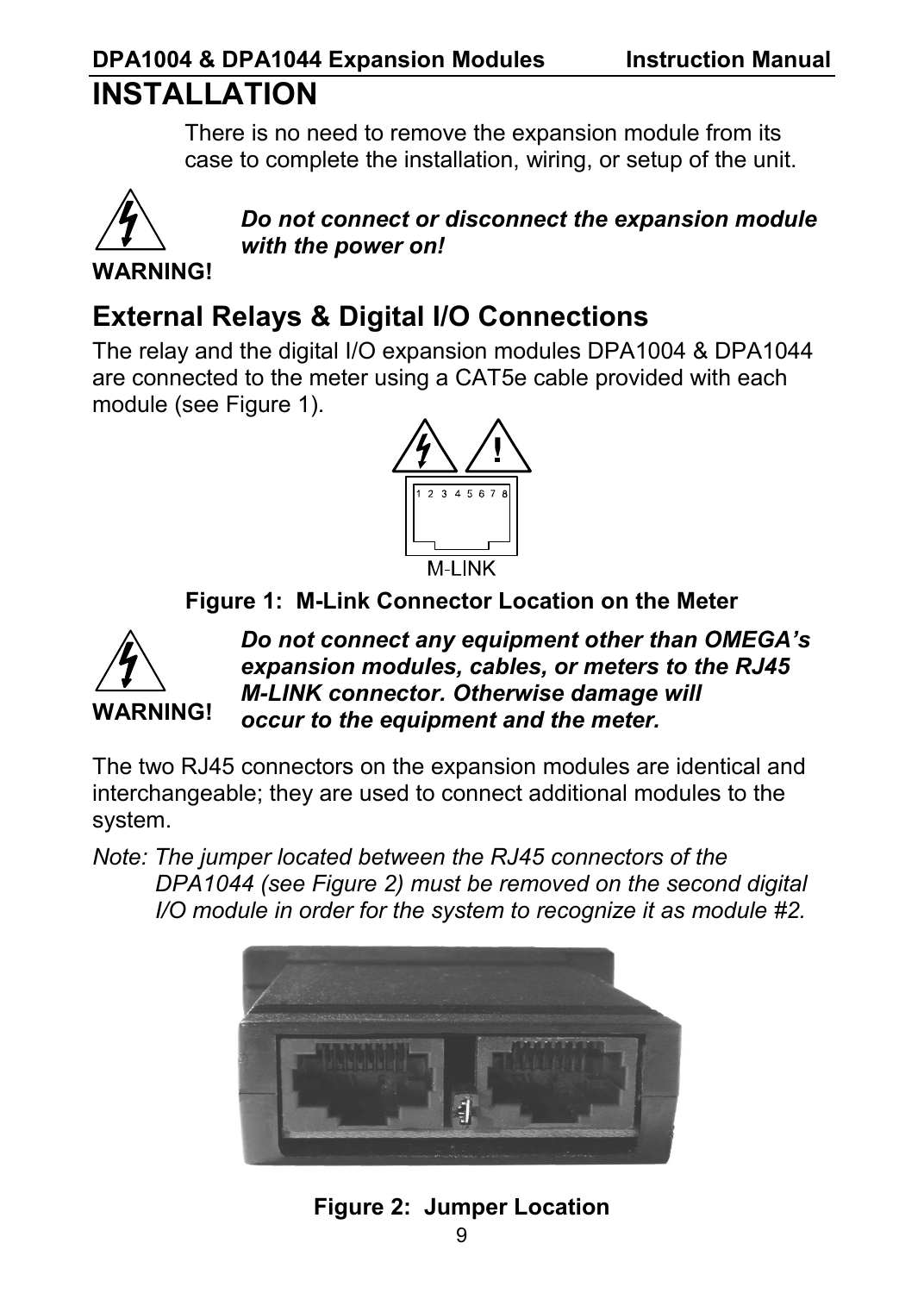# INSTALLATION

There is no need to remove the expansion module from its case to complete the installation, wiring, or setup of the unit.

**WARNING!** ***Do not connect or disconnect the expansion module with the power on!***

## External Relays & Digital I/O Connections

The relay and the digital I/O expansion modules DPA1004 & DPA1044 are connected to the meter using a CAT5e cable provided with each module (see Figure 1).

1 2 3 4 5 6 7 8

M-LINK

**Figure 1: M-Link Connector Location on the Meter**

**WARNING!** ***Do not connect any equipment other than OMEGA's expansion modules, cables, or meters to the RJ45 M-LINK connector. Otherwise damage will occur to the equipment and the meter.***

The two RJ45 connectors on the expansion modules are identical and interchangeable; they are used to connect additional modules to the system.

*Note: The jumper located between the RJ45 connectors of the DPA1044 (see Figure 2) must be removed on the second digital I/O module in order for the system to recognize it as module #2.*

**Figure 2: Jumper Location**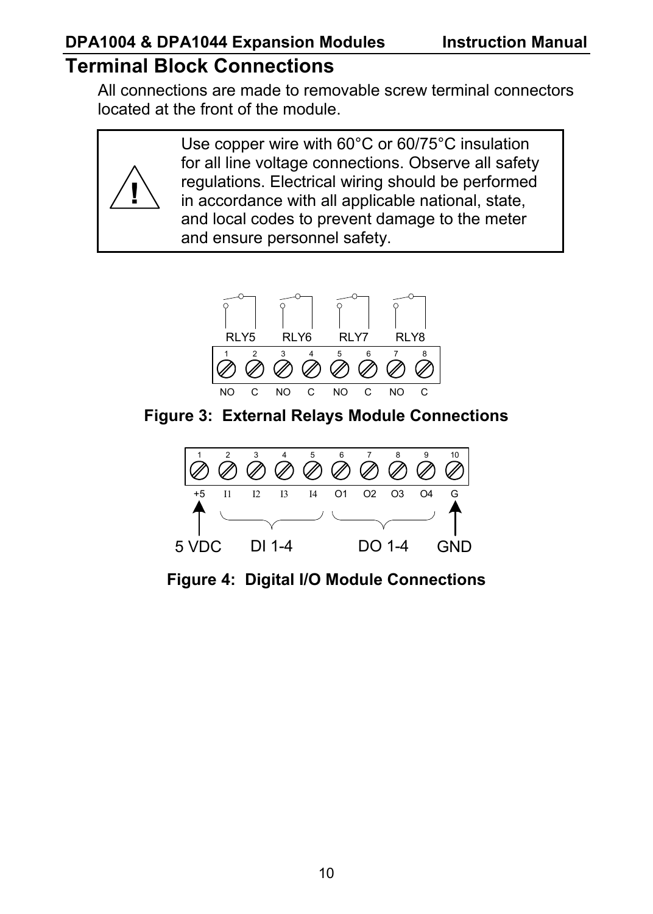# Terminal Block Connections

All connections are made to removable screw terminal connectors located at the front of the module.

> **!** Use copper wire with 60°C or 60/75°C insulation for all line voltage connections. Observe all safety regulations. Electrical wiring should be performed in accordance with all applicable national, state, and local codes to prevent damage to the meter and ensure personnel safety.

| RLY5 | | RLY6 | | RLY7 | | RLY8 | |
|---|---|---|---|---|---|---|---|
| 1 | 2 | 3 | 4 | 5 | 6 | 7 | 8 |
| NO | C | NO | C | NO | C | NO | C |

**Figure 3: External Relays Module Connections**

| 1 | 2 | 3 | 4 | 5 | 6 | 7 | 8 | 9 | 10 |
|---|---|---|---|---|---|---|---|---|---|
| +5 | I1 | I2 | I3 | I4 | O1 | O2 | O3 | O4 | G |
| 5 VDC | DI 1-4 | | | | DO 1-4 | | | | GND |

**Figure 4: Digital I/O Module Connections**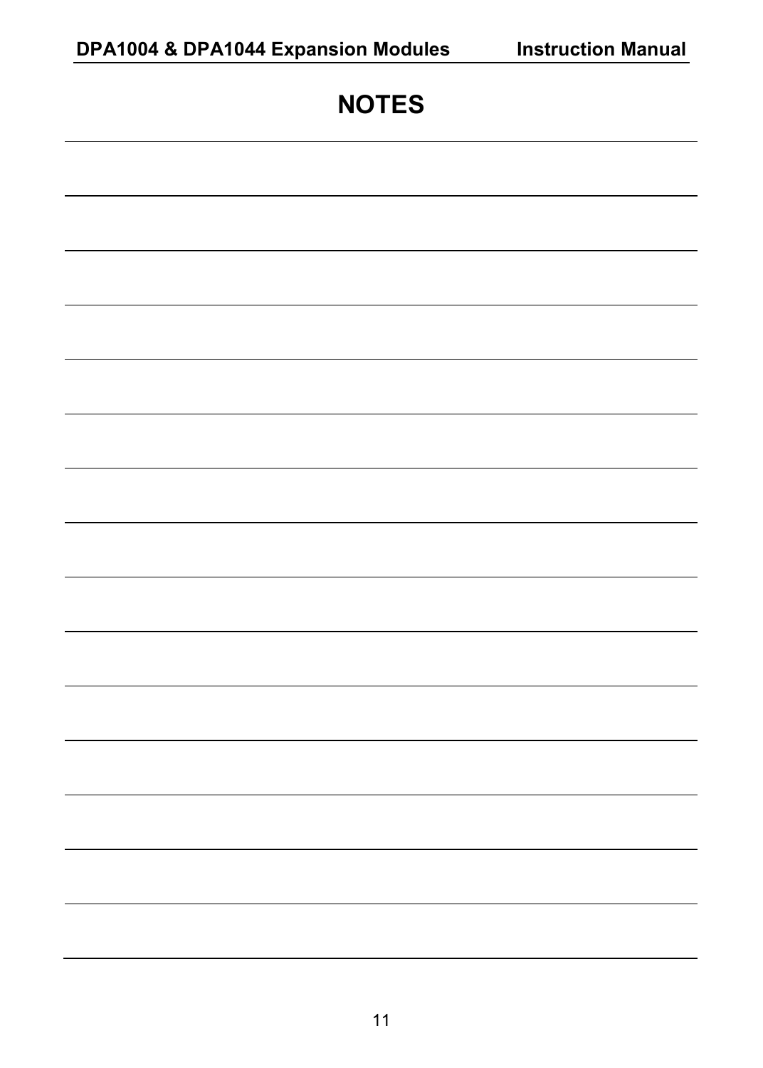# NOTES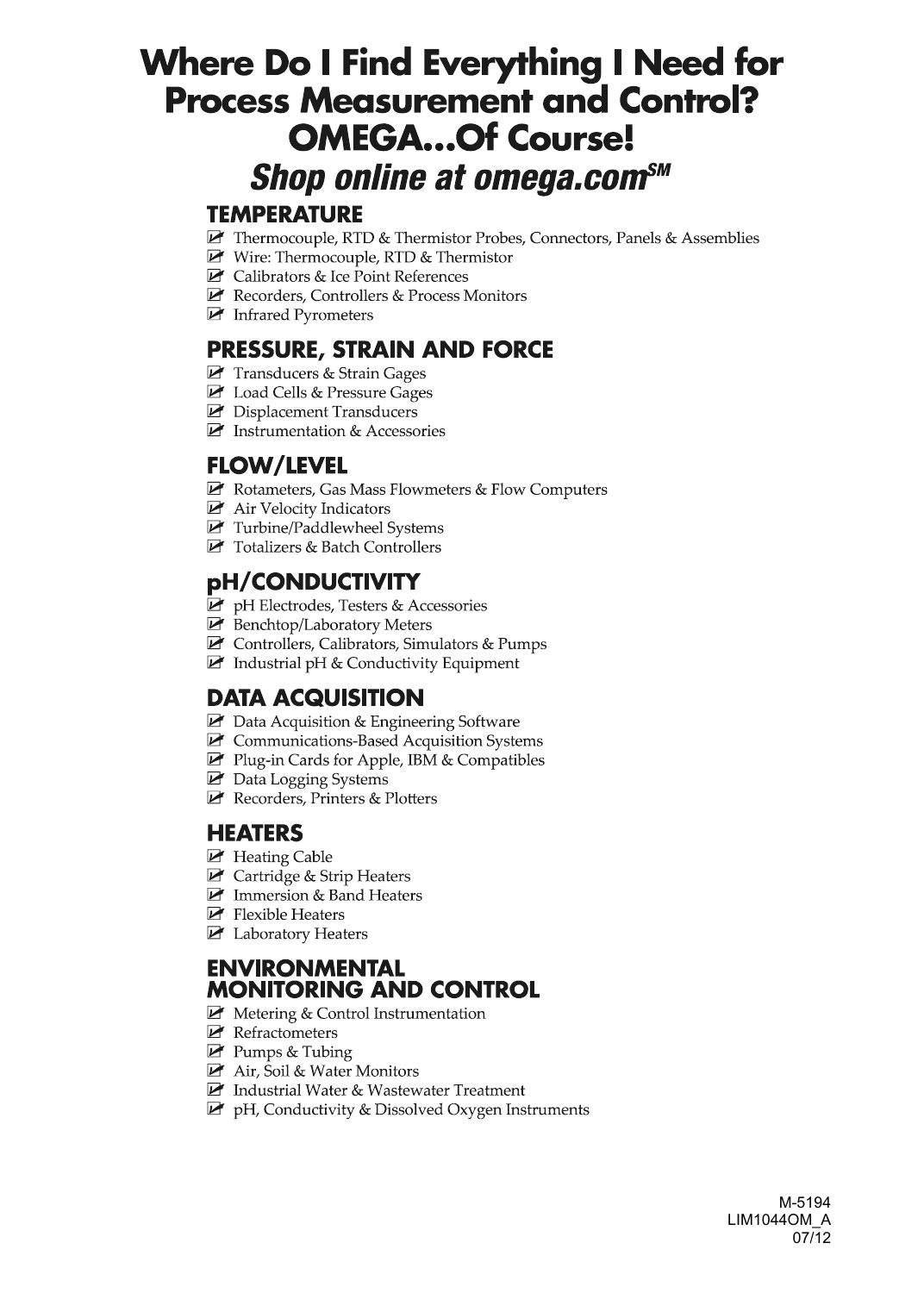# Where Do I Find Everything I Need for Process Measurement and Control? OMEGA…Of Course!

## *Shop online at omega.com*SM

### TEMPERATURE

- Thermocouple, RTD & Thermistor Probes, Connectors, Panels & Assemblies
- Wire: Thermocouple, RTD & Thermistor
- Calibrators & Ice Point References
- Recorders, Controllers & Process Monitors
- Infrared Pyrometers

### PRESSURE, STRAIN AND FORCE

- Transducers & Strain Gages
- Load Cells & Pressure Gages
- Displacement Transducers
- Instrumentation & Accessories

### FLOW/LEVEL

- Rotameters, Gas Mass Flowmeters & Flow Computers
- Air Velocity Indicators
- Turbine/Paddlewheel Systems
- Totalizers & Batch Controllers

### pH/CONDUCTIVITY

- pH Electrodes, Testers & Accessories
- Benchtop/Laboratory Meters
- Controllers, Calibrators, Simulators & Pumps
- Industrial pH & Conductivity Equipment

### DATA ACQUISITION

- Data Acquisition & Engineering Software
- Communications-Based Acquisition Systems
- Plug-in Cards for Apple, IBM & Compatibles
- Data Logging Systems
- Recorders, Printers & Plotters

### HEATERS

- Heating Cable
- Cartridge & Strip Heaters
- Immersion & Band Heaters
- Flexible Heaters
- Laboratory Heaters

### ENVIRONMENTAL MONITORING AND CONTROL

- Metering & Control Instrumentation
- Refractometers
- Pumps & Tubing
- Air, Soil & Water Monitors
- Industrial Water & Wastewater Treatment
- pH, Conductivity & Dissolved Oxygen Instruments

M-5194
LIM1044OM_A
07/12